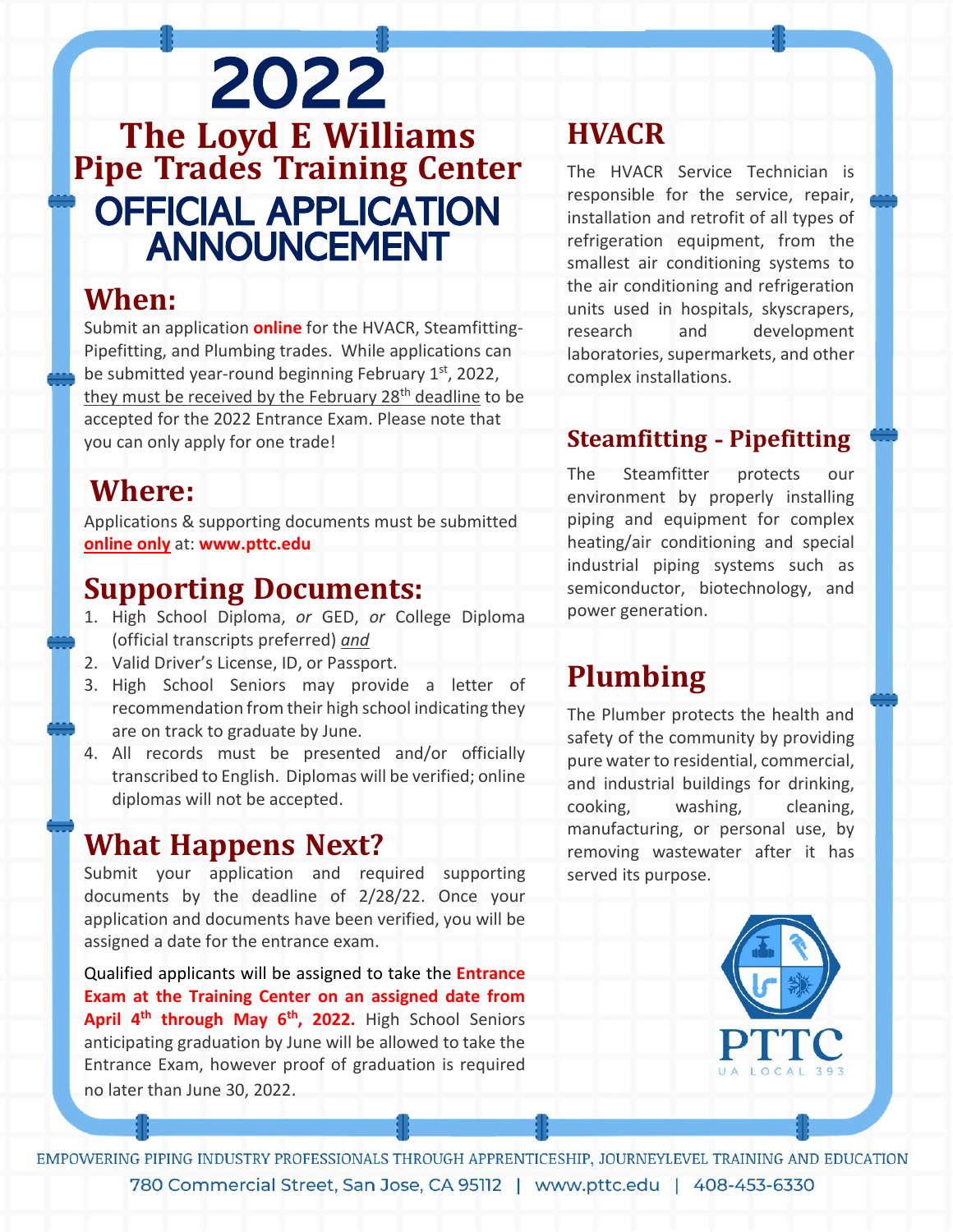# 2022

# The Loyd E Williams Pipe Trades Training Center

# OFFICIAL APPLICATION ANNOUNCEMENT

## When:

Submit an application **online** for the HVACR, Steamfitting-Pipefitting, and Plumbing trades. While applications can be submitted year-round beginning February 1st, 2022, they must be received by the February 28th deadline to be accepted for the 2022 Entrance Exam. Please note that you can only apply for one trade!

## Where:

Applications & supporting documents must be submitted **online only** at: **www.pttc.edu**

## Supporting Documents:

1. High School Diploma, *or* GED, *or* College Diploma (official transcripts preferred) *and*
2. Valid Driver's License, ID, or Passport.
3. High School Seniors may provide a letter of recommendation from their high school indicating they are on track to graduate by June.
4. All records must be presented and/or officially transcribed to English. Diplomas will be verified; online diplomas will not be accepted.

## What Happens Next?

Submit your application and required supporting documents by the deadline of 2/28/22. Once your application and documents have been verified, you will be assigned a date for the entrance exam.

Qualified applicants will be assigned to take the **Entrance Exam at the Training Center on an assigned date from April 4th through May 6th, 2022.** High School Seniors anticipating graduation by June will be allowed to take the Entrance Exam, however proof of graduation is required no later than June 30, 2022.

## HVACR

The HVACR Service Technician is responsible for the service, repair, installation and retrofit of all types of refrigeration equipment, from the smallest air conditioning systems to the air conditioning and refrigeration units used in hospitals, skyscrapers, research and development laboratories, supermarkets, and other complex installations.

## Steamfitting - Pipefitting

The Steamfitter protects our environment by properly installing piping and equipment for complex heating/air conditioning and special industrial piping systems such as semiconductor, biotechnology, and power generation.

## Plumbing

The Plumber protects the health and safety of the community by providing pure water to residential, commercial, and industrial buildings for drinking, cooking, washing, cleaning, manufacturing, or personal use, by removing wastewater after it has served its purpose.

PTTC
UA LOCAL 393

EMPOWERING PIPING INDUSTRY PROFESSIONALS THROUGH APPRENTICESHIP, JOURNEYLEVEL TRAINING AND EDUCATION

780 Commercial Street, San Jose, CA 95112 | www.pttc.edu | 408-453-6330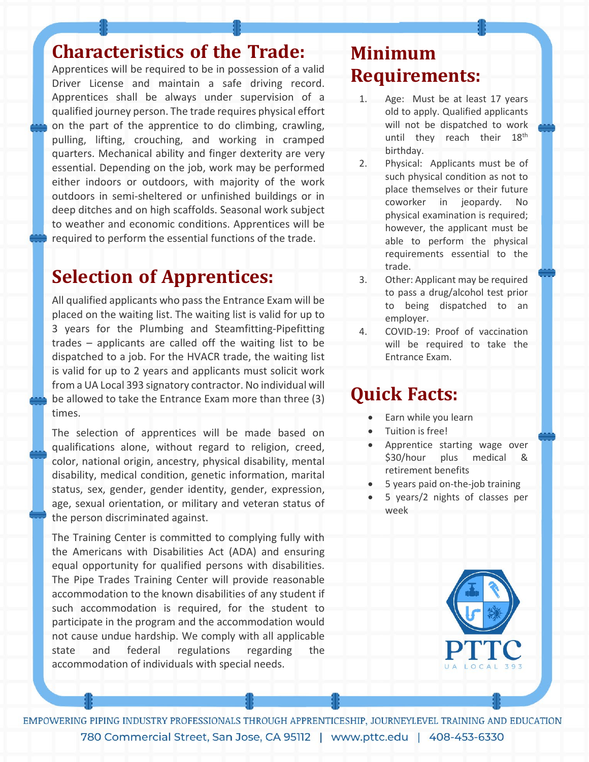## Characteristics of the Trade:

Apprentices will be required to be in possession of a valid Driver License and maintain a safe driving record. Apprentices shall be always under supervision of a qualified journey person. The trade requires physical effort on the part of the apprentice to do climbing, crawling, pulling, lifting, crouching, and working in cramped quarters. Mechanical ability and finger dexterity are very essential. Depending on the job, work may be performed either indoors or outdoors, with majority of the work outdoors in semi-sheltered or unfinished buildings or in deep ditches and on high scaffolds. Seasonal work subject to weather and economic conditions. Apprentices will be required to perform the essential functions of the trade.

## Selection of Apprentices:

All qualified applicants who pass the Entrance Exam will be placed on the waiting list. The waiting list is valid for up to 3 years for the Plumbing and Steamfitting-Pipefitting trades – applicants are called off the waiting list to be dispatched to a job. For the HVACR trade, the waiting list is valid for up to 2 years and applicants must solicit work from a UA Local 393 signatory contractor. No individual will be allowed to take the Entrance Exam more than three (3) times.

The selection of apprentices will be made based on qualifications alone, without regard to religion, creed, color, national origin, ancestry, physical disability, mental disability, medical condition, genetic information, marital status, sex, gender, gender identity, gender, expression, age, sexual orientation, or military and veteran status of the person discriminated against.

The Training Center is committed to complying fully with the Americans with Disabilities Act (ADA) and ensuring equal opportunity for qualified persons with disabilities. The Pipe Trades Training Center will provide reasonable accommodation to the known disabilities of any student if such accommodation is required, for the student to participate in the program and the accommodation would not cause undue hardship. We comply with all applicable state and federal regulations regarding the accommodation of individuals with special needs.

## Minimum Requirements:

1. Age: Must be at least 17 years old to apply. Qualified applicants will not be dispatched to work until they reach their 18th birthday.
2. Physical: Applicants must be of such physical condition as not to place themselves or their future coworker in jeopardy. No physical examination is required; however, the applicant must be able to perform the physical requirements essential to the trade.
3. Other: Applicant may be required to pass a drug/alcohol test prior to being dispatched to an employer.
4. COVID-19: Proof of vaccination will be required to take the Entrance Exam.

## Quick Facts:

- Earn while you learn
- Tuition is free!
- Apprentice starting wage over $30/hour plus medical & retirement benefits
- 5 years paid on-the-job training
- 5 years/2 nights of classes per week

PTTC
UA LOCAL 393

EMPOWERING PIPING INDUSTRY PROFESSIONALS THROUGH APPRENTICESHIP, JOURNEYLEVEL TRAINING AND EDUCATION

780 Commercial Street, San Jose, CA 95112 | www.pttc.edu | 408-453-6330